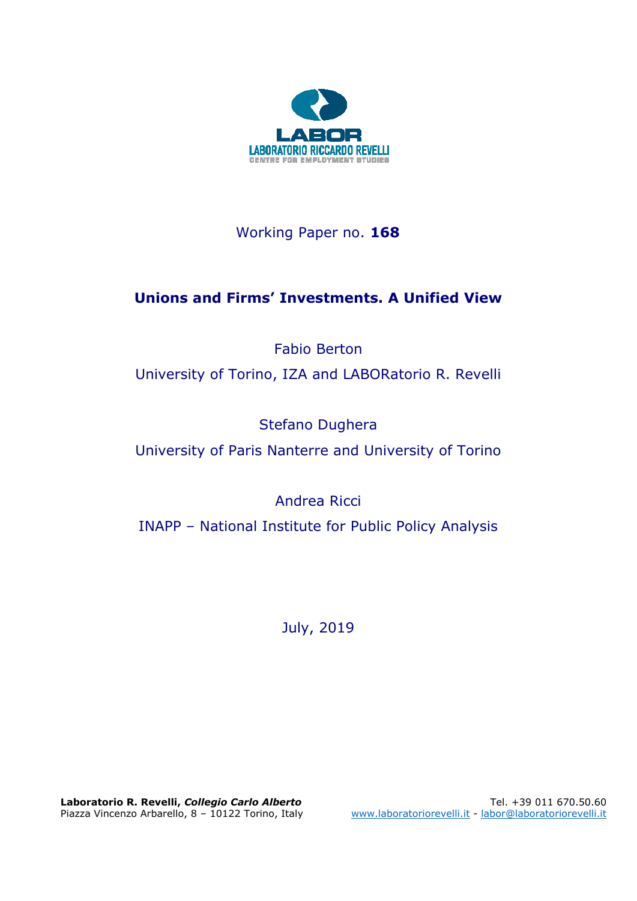LABOR
LABORATORIO RICCARDO REVELLI
CENTRE FOR EMPLOYMENT STUDIES

Working Paper no. **168**

# Unions and Firms' Investments. A Unified View

Fabio Berton

University of Torino, IZA and LABORatorio R. Revelli

Stefano Dughera

University of Paris Nanterre and University of Torino

Andrea Ricci

INAPP – National Institute for Public Policy Analysis

July, 2019

**Laboratorio R. Revelli, *Collegio Carlo Alberto***
Piazza Vincenzo Arbarello, 8 – 10122 Torino, Italy

Tel. +39 011 670.50.60
www.laboratoriorevelli.it - labor@laboratoriorevelli.it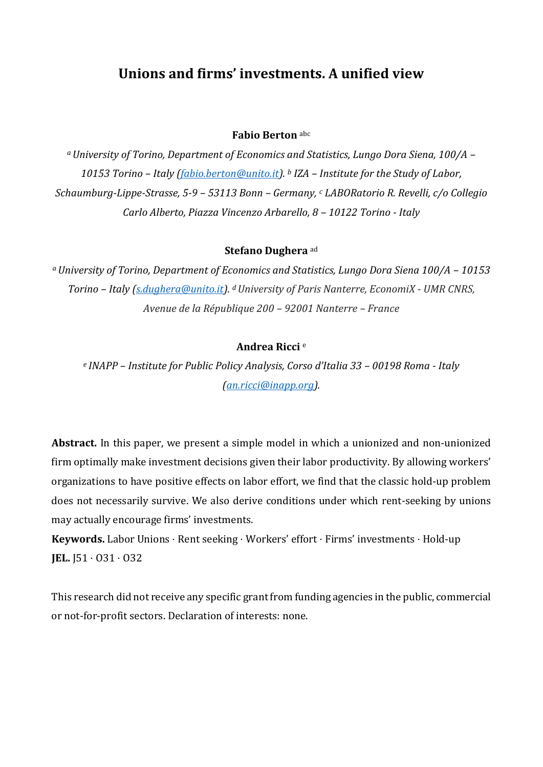# Unions and firms' investments. A unified view

**Fabio Berton** [abc]

[a] *University of Torino, Department of Economics and Statistics, Lungo Dora Siena, 100/A – 10153 Torino – Italy (fabio.berton@unito.it).* [b] *IZA – Institute for the Study of Labor, Schaumburg-Lippe-Strasse, 5-9 – 53113 Bonn – Germany,* [c] *LABORatorio R. Revelli, c/o Collegio Carlo Alberto, Piazza Vincenzo Arbarello, 8 – 10122 Torino - Italy*

**Stefano Dughera** [ad]

[a] *University of Torino, Department of Economics and Statistics, Lungo Dora Siena 100/A – 10153 Torino – Italy (s.dughera@unito.it).* [d] *University of Paris Nanterre, EconomiX - UMR CNRS, Avenue de la République 200 – 92001 Nanterre – France*

**Andrea Ricci** [e]

[e] *INAPP – Institute for Public Policy Analysis, Corso d'Italia 33 – 00198 Roma - Italy (an.ricci@inapp.org).*

**Abstract.** In this paper, we present a simple model in which a unionized and non-unionized firm optimally make investment decisions given their labor productivity. By allowing workers' organizations to have positive effects on labor effort, we find that the classic hold-up problem does not necessarily survive. We also derive conditions under which rent-seeking by unions may actually encourage firms' investments.

**Keywords.** Labor Unions · Rent seeking · Workers' effort · Firms' investments · Hold-up

**JEL.** J51 · O31 · O32

This research did not receive any specific grant from funding agencies in the public, commercial or not-for-profit sectors. Declaration of interests: none.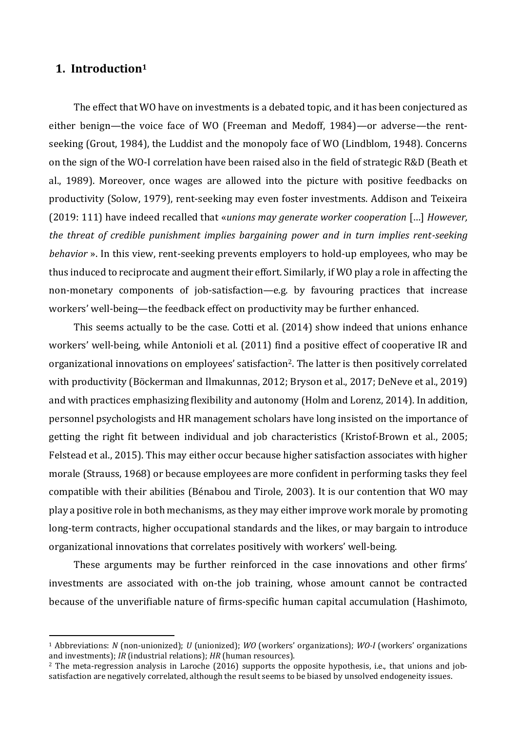## 1. Introduction[1]

The effect that WO have on investments is a debated topic, and it has been conjectured as either benign—the voice face of WO (Freeman and Medoff, 1984)—or adverse—the rent-seeking (Grout, 1984), the Luddist and the monopoly face of WO (Lindblom, 1948). Concerns on the sign of the WO-I correlation have been raised also in the field of strategic R&D (Beath et al., 1989). Moreover, once wages are allowed into the picture with positive feedbacks on productivity (Solow, 1979), rent-seeking may even foster investments. Addison and Teixeira (2019: 111) have indeed recalled that «*unions may generate worker cooperation* […] *However, the threat of credible punishment implies bargaining power and in turn implies rent-seeking behavior* ». In this view, rent-seeking prevents employers to hold-up employees, who may be thus induced to reciprocate and augment their effort. Similarly, if WO play a role in affecting the non-monetary components of job-satisfaction—e.g. by favouring practices that increase workers' well-being—the feedback effect on productivity may be further enhanced.

This seems actually to be the case. Cotti et al. (2014) show indeed that unions enhance workers' well-being, while Antonioli et al. (2011) find a positive effect of cooperative IR and organizational innovations on employees' satisfaction[2]. The latter is then positively correlated with productivity (Böckerman and Ilmakunnas, 2012; Bryson et al., 2017; DeNeve et al., 2019) and with practices emphasizing flexibility and autonomy (Holm and Lorenz, 2014). In addition, personnel psychologists and HR management scholars have long insisted on the importance of getting the right fit between individual and job characteristics (Kristof-Brown et al., 2005; Felstead et al., 2015). This may either occur because higher satisfaction associates with higher morale (Strauss, 1968) or because employees are more confident in performing tasks they feel compatible with their abilities (Bénabou and Tirole, 2003). It is our contention that WO may play a positive role in both mechanisms, as they may either improve work morale by promoting long-term contracts, higher occupational standards and the likes, or may bargain to introduce organizational innovations that correlates positively with workers' well-being.

These arguments may be further reinforced in the case innovations and other firms' investments are associated with on-the job training, whose amount cannot be contracted because of the unverifiable nature of firms-specific human capital accumulation (Hashimoto,

[1] Abbreviations: *N* (non-unionized); *U* (unionized); *WO* (workers' organizations); *WO-I* (workers' organizations and investments); *IR* (industrial relations); *HR* (human resources).

[2] The meta-regression analysis in Laroche (2016) supports the opposite hypothesis, i.e., that unions and job-satisfaction are negatively correlated, although the result seems to be biased by unsolved endogeneity issues.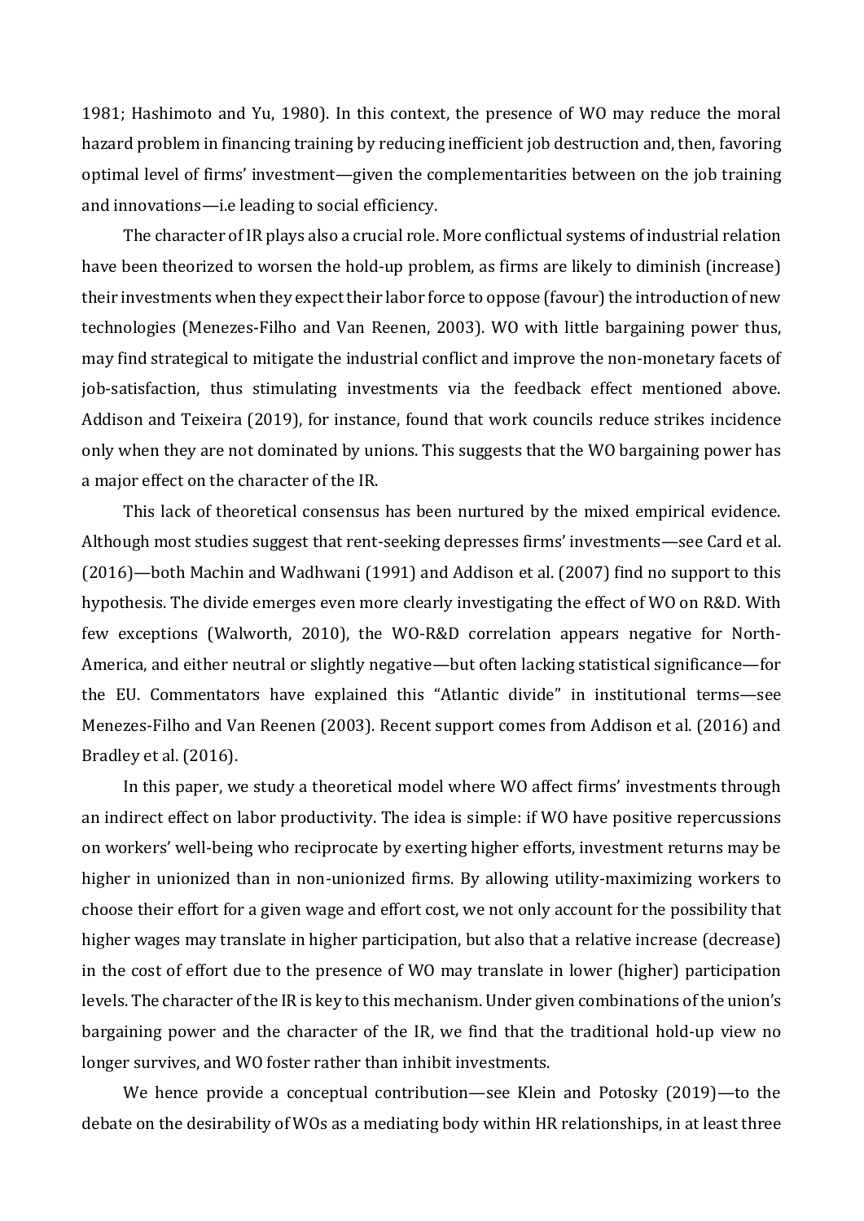1981; Hashimoto and Yu, 1980). In this context, the presence of WO may reduce the moral hazard problem in financing training by reducing inefficient job destruction and, then, favoring optimal level of firms' investment—given the complementarities between on the job training and innovations—i.e leading to social efficiency.

The character of IR plays also a crucial role. More conflictual systems of industrial relation have been theorized to worsen the hold-up problem, as firms are likely to diminish (increase) their investments when they expect their labor force to oppose (favour) the introduction of new technologies (Menezes-Filho and Van Reenen, 2003). WO with little bargaining power thus, may find strategical to mitigate the industrial conflict and improve the non-monetary facets of job-satisfaction, thus stimulating investments via the feedback effect mentioned above. Addison and Teixeira (2019), for instance, found that work councils reduce strikes incidence only when they are not dominated by unions. This suggests that the WO bargaining power has a major effect on the character of the IR.

This lack of theoretical consensus has been nurtured by the mixed empirical evidence. Although most studies suggest that rent-seeking depresses firms' investments—see Card et al. (2016)—both Machin and Wadhwani (1991) and Addison et al. (2007) find no support to this hypothesis. The divide emerges even more clearly investigating the effect of WO on R&D. With few exceptions (Walworth, 2010), the WO-R&D correlation appears negative for North-America, and either neutral or slightly negative—but often lacking statistical significance—for the EU. Commentators have explained this "Atlantic divide" in institutional terms—see Menezes-Filho and Van Reenen (2003). Recent support comes from Addison et al. (2016) and Bradley et al. (2016).

In this paper, we study a theoretical model where WO affect firms' investments through an indirect effect on labor productivity. The idea is simple: if WO have positive repercussions on workers' well-being who reciprocate by exerting higher efforts, investment returns may be higher in unionized than in non-unionized firms. By allowing utility-maximizing workers to choose their effort for a given wage and effort cost, we not only account for the possibility that higher wages may translate in higher participation, but also that a relative increase (decrease) in the cost of effort due to the presence of WO may translate in lower (higher) participation levels. The character of the IR is key to this mechanism. Under given combinations of the union's bargaining power and the character of the IR, we find that the traditional hold-up view no longer survives, and WO foster rather than inhibit investments.

We hence provide a conceptual contribution—see Klein and Potosky (2019)—to the debate on the desirability of WOs as a mediating body within HR relationships, in at least three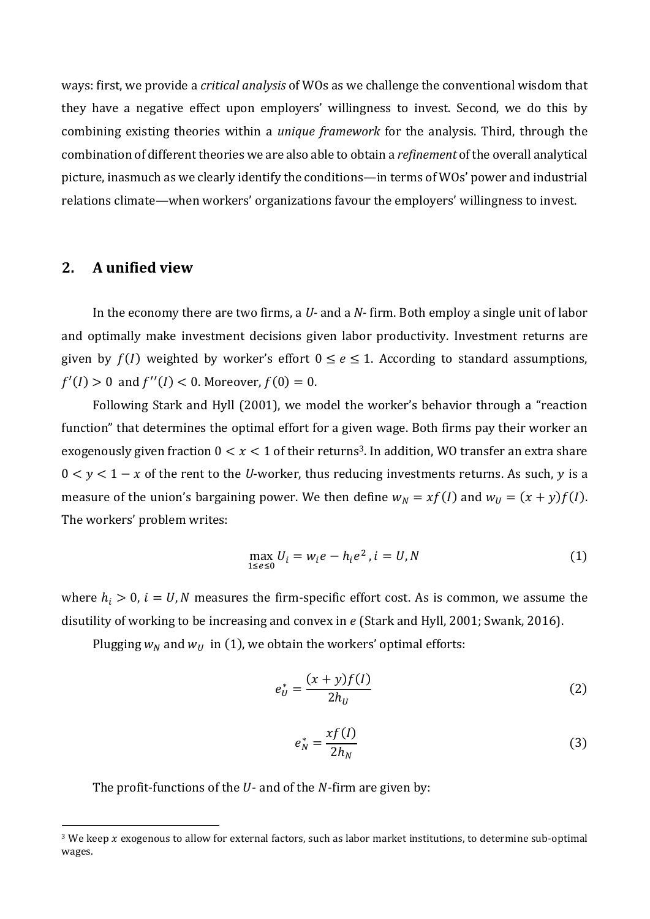ways: first, we provide a *critical analysis* of WOs as we challenge the conventional wisdom that they have a negative effect upon employers' willingness to invest. Second, we do this by combining existing theories within a *unique framework* for the analysis. Third, through the combination of different theories we are also able to obtain a *refinement* of the overall analytical picture, inasmuch as we clearly identify the conditions—in terms of WOs' power and industrial relations climate—when workers' organizations favour the employers' willingness to invest.

## 2. A unified view

In the economy there are two firms, a $U$- and a $N$- firm. Both employ a single unit of labor and optimally make investment decisions given labor productivity. Investment returns are given by $f(I)$ weighted by worker's effort $0 \leq e \leq 1$. According to standard assumptions, $f'(I) > 0$ and $f''(I) < 0$. Moreover, $f(0) = 0$.

Following Stark and Hyll (2001), we model the worker's behavior through a "reaction function" that determines the optimal effort for a given wage. Both firms pay their worker an exogenously given fraction $0 < x < 1$ of their returns[3]. In addition, WO transfer an extra share $0 < y < 1 - x$ of the rent to the $U$-worker, thus reducing investments returns. As such, $y$ is a measure of the union's bargaining power. We then define $w_N = xf(I)$ and $w_U = (x + y)f(I)$. The workers' problem writes:

$$\max_{1 \leq e \leq 0} U_i = w_i e - h_i e^2 \, , i = U, N \tag{1}$$

where $h_i > 0$, $i = U, N$ measures the firm-specific effort cost. As is common, we assume the disutility of working to be increasing and convex in $e$ (Stark and Hyll, 2001; Swank, 2016).

Plugging $w_N$ and $w_U$ in (1), we obtain the workers' optimal efforts:

$$e_U^* = \frac{(x + y)f(I)}{2h_U} \tag{2}$$

$$e_N^* = \frac{xf(I)}{2h_N} \tag{3}$$

The profit-functions of the $U$- and of the $N$-firm are given by:

[3] We keep $x$ exogenous to allow for external factors, such as labor market institutions, to determine sub-optimal wages.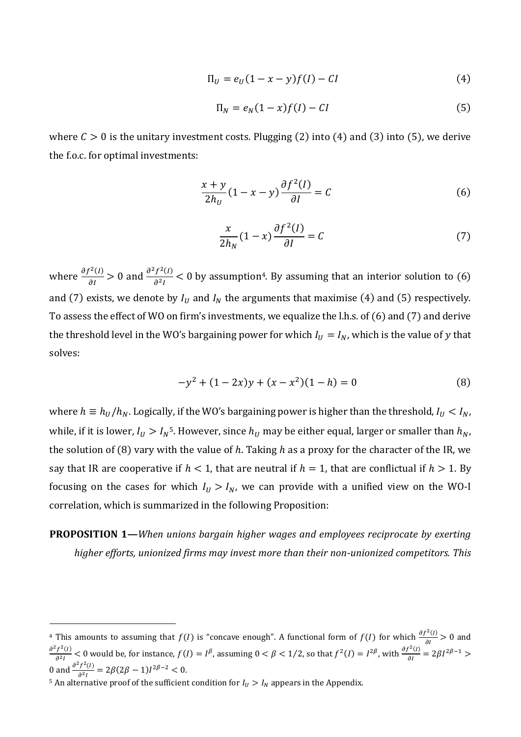$$\Pi_U = e_U(1 - x - y)f(I) - CI \tag{4}$$

$$\Pi_N = e_N(1 - x)f(I) - CI \tag{5}$$

where $C > 0$ is the unitary investment costs. Plugging (2) into (4) and (3) into (5), we derive the f.o.c. for optimal investments:

$$\frac{x + y}{2h_U}(1 - x - y)\frac{\partial f^2(I)}{\partial I} = C \tag{6}$$

$$\frac{x}{2h_N}(1 - x)\frac{\partial f^2(I)}{\partial I} = C \tag{7}$$

where $\frac{\partial f^2(I)}{\partial I} > 0$ and $\frac{\partial^2 f^2(I)}{\partial^2 I} < 0$ by assumption[4]. By assuming that an interior solution to (6) and (7) exists, we denote by $I_U$ and $I_N$ the arguments that maximise (4) and (5) respectively. To assess the effect of WO on firm's investments, we equalize the l.h.s. of (6) and (7) and derive the threshold level in the WO's bargaining power for which $I_U = I_N$, which is the value of $y$ that solves:

$$-y^2 + (1 - 2x)y + (x - x^2)(1 - h) = 0 \tag{8}$$

where $h \equiv h_U/h_N$. Logically, if the WO's bargaining power is higher than the threshold, $I_U < I_N$, while, if it is lower, $I_U > I_N$[5]. However, since $h_U$ may be either equal, larger or smaller than $h_N$, the solution of (8) vary with the value of $h$. Taking $h$ as a proxy for the character of the IR, we say that IR are cooperative if $h < 1$, that are neutral if $h = 1$, that are conflictual if $h > 1$. By focusing on the cases for which $I_U > I_N$, we can provide with a unified view on the WO-I correlation, which is summarized in the following Proposition:

**PROPOSITION 1—***When unions bargain higher wages and employees reciprocate by exerting higher efforts, unionized firms may invest more than their non-unionized competitors. This*

---

[4] This amounts to assuming that $f(I)$ is "concave enough". A functional form of $f(I)$ for which $\frac{\partial f^2(I)}{\partial I} > 0$ and $\frac{\partial^2 f^2(I)}{\partial^2 I} < 0$ would be, for instance, $f(I) = I^\beta$, assuming $0 < \beta < 1/2$, so that $f^2(I) = I^{2\beta}$, with $\frac{\partial f^2(I)}{\partial I} = 2\beta I^{2\beta-1} > 0$ and $\frac{\partial^2 f^2(I)}{\partial^2 I} = 2\beta(2\beta - 1)I^{2\beta-2} < 0$.

[5] An alternative proof of the sufficient condition for $I_U > I_N$ appears in the Appendix.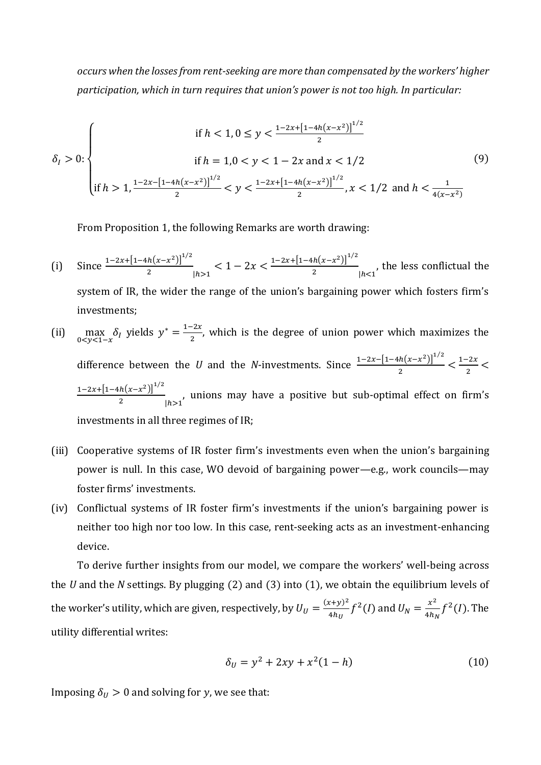*occurs when the losses from rent-seeking are more than compensated by the workers' higher participation, which in turn requires that union's power is not too high. In particular:*

$$\delta_I > 0: \begin{cases} \text{if } h < 1, 0 \leq y < \frac{1-2x+\left[1-4h\left(x-x^2\right)\right]^{1/2}}{2} \\ \text{if } h = 1, 0 < y < 1-2x \text{ and } x < 1/2 \\ \text{if } h > 1, \frac{1-2x-\left[1-4h\left(x-x^2\right)\right]^{1/2}}{2} < y < \frac{1-2x+\left[1-4h\left(x-x^2\right)\right]^{1/2}}{2}, x < 1/2 \text{ and } h < \frac{1}{4\left(x-x^2\right)} \end{cases} \tag{9}$$

From Proposition 1, the following Remarks are worth drawing:

(i) Since $\frac{1-2x+\left[1-4h\left(x-x^2\right)\right]^{1/2}}{2}\Big|_{h>1} < 1-2x < \frac{1-2x+\left[1-4h\left(x-x^2\right)\right]^{1/2}}{2}\Big|_{h<1}$, the less conflictual the system of IR, the wider the range of the union's bargaining power which fosters firm's investments;

(ii) $\max\limits_{0<y<1-x} \delta_I$ yields $y^* = \frac{1-2x}{2}$, which is the degree of union power which maximizes the difference between the $U$ and the $N$-investments. Since $\frac{1-2x-\left[1-4h\left(x-x^2\right)\right]^{1/2}}{2} < \frac{1-2x}{2} < \frac{1-2x+\left[1-4h\left(x-x^2\right)\right]^{1/2}}{2}\Big|_{h>1}$, unions may have a positive but sub-optimal effect on firm's investments in all three regimes of IR;

(iii) Cooperative systems of IR foster firm's investments even when the union's bargaining power is null. In this case, WO devoid of bargaining power—e.g., work councils—may foster firms' investments.

(iv) Conflictual systems of IR foster firm's investments if the union's bargaining power is neither too high nor too low*.* In this case, rent-seeking acts as an investment-enhancing device.

To derive further insights from our model, we compare the workers' well-being across the $U$ and the $N$ settings. By plugging (2) and (3) into (1), we obtain the equilibrium levels of the worker's utility, which are given, respectively, by $U_U = \frac{(x+y)^2}{4h_U} f^2(I)$ and $U_N = \frac{x^2}{4h_N} f^2(I)$. The utility differential writes:

$$\delta_U = y^2 + 2xy + x^2(1-h) \tag{10}$$

Imposing $\delta_U > 0$ and solving for $y$, we see that: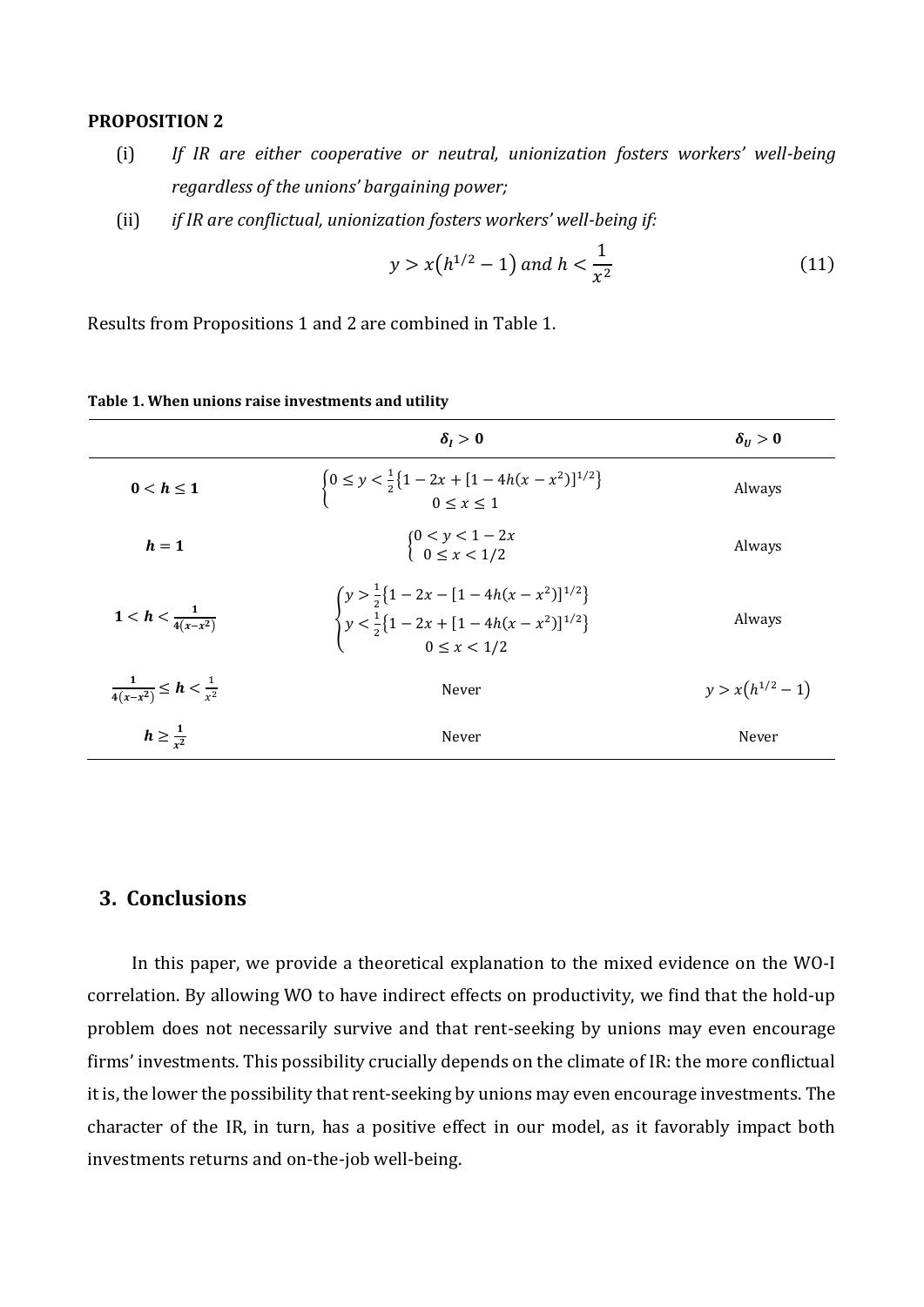**PROPOSITION 2**

(i) *If IR are either cooperative or neutral, unionization fosters workers' well-being regardless of the unions' bargaining power;*

(ii) *if IR are conflictual, unionization fosters workers' well-being if:*

$$y > x\left(h^{1/2} - 1\right) \text{ and } h < \frac{1}{x^2} \tag{11}$$

Results from Propositions 1 and 2 are combined in Table 1.

**Table 1. When unions raise investments and utility**

| | $\boldsymbol{\delta_I > 0}$ | $\boldsymbol{\delta_U > 0}$ |
|---|---|---|
| $\boldsymbol{0 < h \leq 1}$ | $\begin{cases} 0 \leq y < \frac{1}{2}\left\{1 - 2x + [1 - 4h(x - x^2)]^{1/2}\right\} \\ 0 \leq x \leq 1 \end{cases}$ | Always |
| $\boldsymbol{h = 1}$ | $\begin{cases} 0 < y < 1 - 2x \\ 0 \leq x < 1/2 \end{cases}$ | Always |
| $\boldsymbol{1 < h < \frac{1}{4(x - x^2)}}$ | $\begin{cases} y > \frac{1}{2}\left\{1 - 2x - [1 - 4h(x - x^2)]^{1/2}\right\} \\ y < \frac{1}{2}\left\{1 - 2x + [1 - 4h(x - x^2)]^{1/2}\right\} \\ 0 \leq x < 1/2 \end{cases}$ | Always |
| $\boldsymbol{\frac{1}{4(x - x^2)} \leq h < \frac{1}{x^2}}$ | Never | $y > x\left(h^{1/2} - 1\right)$ |
| $\boldsymbol{h \geq \frac{1}{x^2}}$ | Never | Never |

## 3. Conclusions

In this paper, we provide a theoretical explanation to the mixed evidence on the WO-I correlation. By allowing WO to have indirect effects on productivity, we find that the hold-up problem does not necessarily survive and that rent-seeking by unions may even encourage firms' investments. This possibility crucially depends on the climate of IR: the more conflictual it is, the lower the possibility that rent-seeking by unions may even encourage investments. The character of the IR, in turn, has a positive effect in our model, as it favorably impact both investments returns and on-the-job well-being.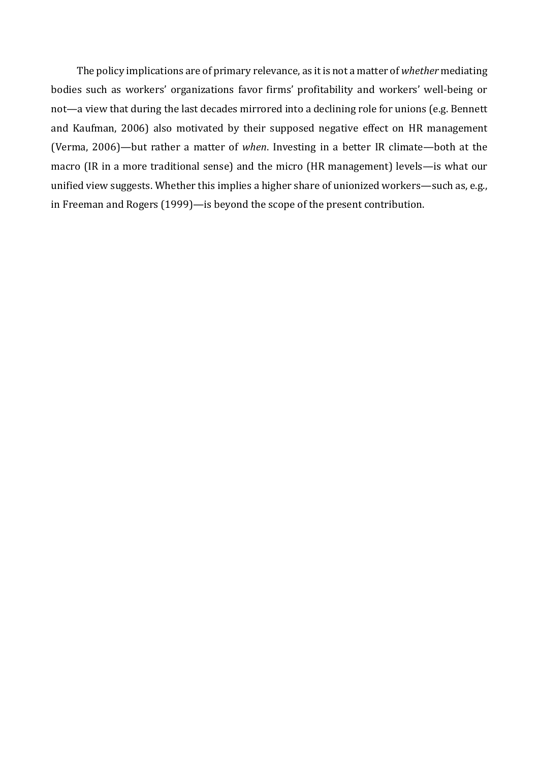The policy implications are of primary relevance, as it is not a matter of *whether* mediating bodies such as workers' organizations favor firms' profitability and workers' well-being or not—a view that during the last decades mirrored into a declining role for unions (e.g. Bennett and Kaufman, 2006) also motivated by their supposed negative effect on HR management (Verma, 2006)—but rather a matter of *when*. Investing in a better IR climate—both at the macro (IR in a more traditional sense) and the micro (HR management) levels—is what our unified view suggests. Whether this implies a higher share of unionized workers—such as, e.g., in Freeman and Rogers (1999)—is beyond the scope of the present contribution.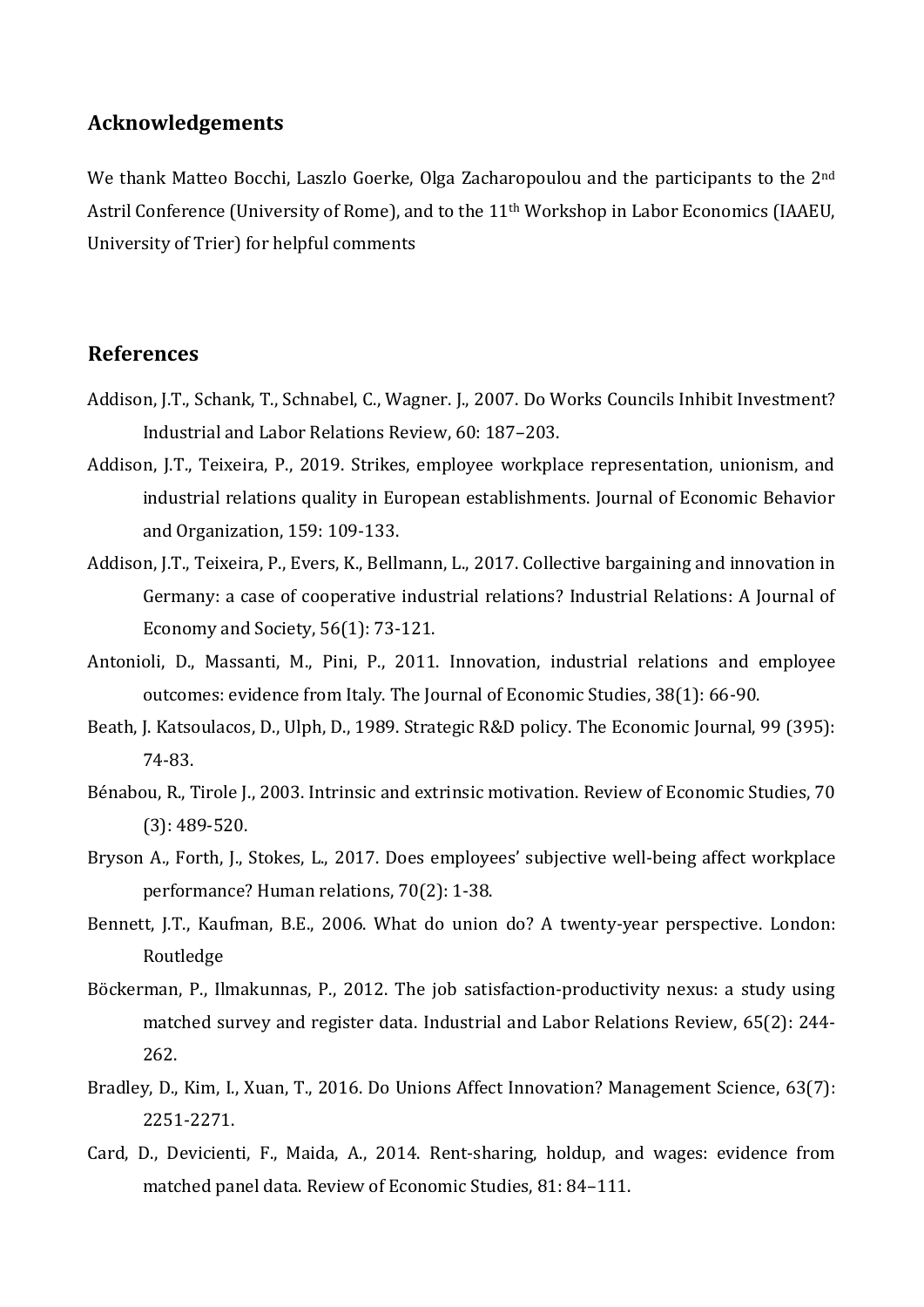## Acknowledgements

We thank Matteo Bocchi, Laszlo Goerke, Olga Zacharopoulou and the participants to the 2nd Astril Conference (University of Rome), and to the 11th Workshop in Labor Economics (IAAEU, University of Trier) for helpful comments

## References

Addison, J.T., Schank, T., Schnabel, C., Wagner. J., 2007. Do Works Councils Inhibit Investment? Industrial and Labor Relations Review, 60: 187–203.

Addison, J.T., Teixeira, P., 2019. Strikes, employee workplace representation, unionism, and industrial relations quality in European establishments. Journal of Economic Behavior and Organization, 159: 109-133.

Addison, J.T., Teixeira, P., Evers, K., Bellmann, L., 2017. Collective bargaining and innovation in Germany: a case of cooperative industrial relations? Industrial Relations: A Journal of Economy and Society, 56(1): 73-121.

Antonioli, D., Massanti, M., Pini, P., 2011. Innovation, industrial relations and employee outcomes: evidence from Italy. The Journal of Economic Studies, 38(1): 66-90.

Beath, J. Katsoulacos, D., Ulph, D., 1989. Strategic R&D policy. The Economic Journal, 99 (395): 74-83.

Bénabou, R., Tirole J., 2003. Intrinsic and extrinsic motivation. Review of Economic Studies, 70 (3): 489-520.

Bryson A., Forth, J., Stokes, L., 2017. Does employees' subjective well-being affect workplace performance? Human relations, 70(2): 1-38.

Bennett, J.T., Kaufman, B.E., 2006. What do union do? A twenty-year perspective. London: Routledge

Böckerman, P., Ilmakunnas, P., 2012. The job satisfaction-productivity nexus: a study using matched survey and register data. Industrial and Labor Relations Review, 65(2): 244-262.

Bradley, D., Kim, I., Xuan, T., 2016. Do Unions Affect Innovation? Management Science, 63(7): 2251-2271.

Card, D., Devicienti, F., Maida, A., 2014. Rent-sharing, holdup, and wages: evidence from matched panel data. Review of Economic Studies, 81: 84–111.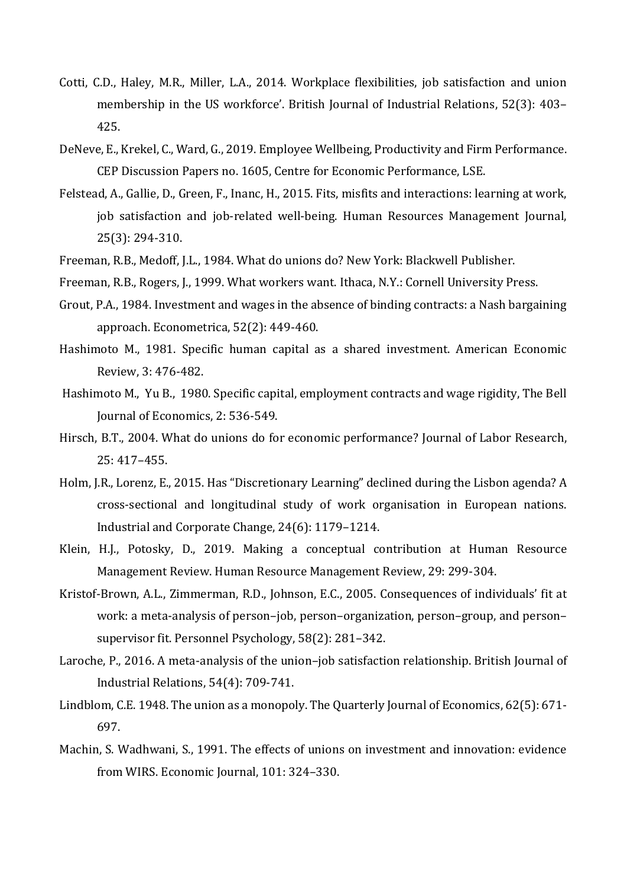Cotti, C.D., Haley, M.R., Miller, L.A., 2014. Workplace flexibilities, job satisfaction and union membership in the US workforce'. British Journal of Industrial Relations, 52(3): 403–425.

DeNeve, E., Krekel, C., Ward, G., 2019. Employee Wellbeing, Productivity and Firm Performance. CEP Discussion Papers no. 1605, Centre for Economic Performance, LSE.

Felstead, A., Gallie, D., Green, F., Inanc, H., 2015. Fits, misfits and interactions: learning at work, job satisfaction and job-related well-being. Human Resources Management Journal, 25(3): 294-310.

Freeman, R.B., Medoff, J.L., 1984. What do unions do? New York: Blackwell Publisher.

Freeman, R.B., Rogers, J., 1999. What workers want. Ithaca, N.Y.: Cornell University Press.

Grout, P.A., 1984. Investment and wages in the absence of binding contracts: a Nash bargaining approach. Econometrica, 52(2): 449-460.

Hashimoto M., 1981. Specific human capital as a shared investment. American Economic Review, 3: 476-482.

Hashimoto M., Yu B., 1980. Specific capital, employment contracts and wage rigidity, The Bell Journal of Economics, 2: 536-549.

Hirsch, B.T., 2004. What do unions do for economic performance? Journal of Labor Research, 25: 417–455.

Holm, J.R., Lorenz, E., 2015. Has "Discretionary Learning" declined during the Lisbon agenda? A cross-sectional and longitudinal study of work organisation in European nations. Industrial and Corporate Change, 24(6): 1179–1214.

Klein, H.J., Potosky, D., 2019. Making a conceptual contribution at Human Resource Management Review. Human Resource Management Review, 29: 299-304.

Kristof-Brown, A.L., Zimmerman, R.D., Johnson, E.C., 2005. Consequences of individuals' fit at work: a meta-analysis of person–job, person–organization, person–group, and person–supervisor fit. Personnel Psychology, 58(2): 281–342.

Laroche, P., 2016. A meta-analysis of the union–job satisfaction relationship. British Journal of Industrial Relations, 54(4): 709-741.

Lindblom, C.E. 1948. The union as a monopoly. The Quarterly Journal of Economics, 62(5): 671-697.

Machin, S. Wadhwani, S., 1991. The effects of unions on investment and innovation: evidence from WIRS. Economic Journal, 101: 324–330.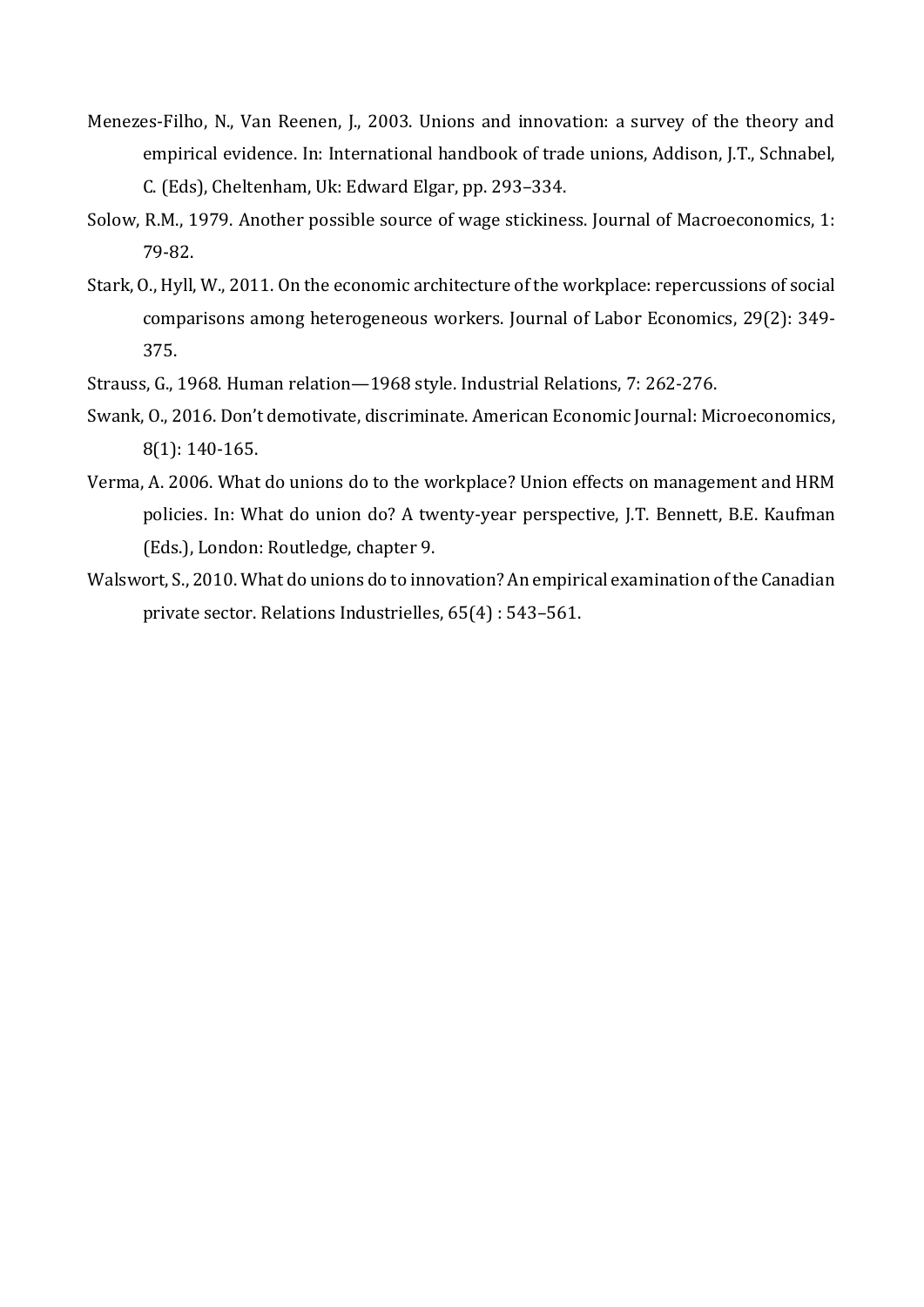Menezes-Filho, N., Van Reenen, J., 2003. Unions and innovation: a survey of the theory and empirical evidence. In: International handbook of trade unions, Addison, J.T., Schnabel, C. (Eds), Cheltenham, Uk: Edward Elgar, pp. 293–334.

Solow, R.M., 1979. Another possible source of wage stickiness. Journal of Macroeconomics, 1: 79-82.

Stark, O., Hyll, W., 2011. On the economic architecture of the workplace: repercussions of social comparisons among heterogeneous workers. Journal of Labor Economics, 29(2): 349-375.

Strauss, G., 1968. Human relation—1968 style. Industrial Relations, 7: 262-276.

Swank, O., 2016. Don't demotivate, discriminate. American Economic Journal: Microeconomics, 8(1): 140-165.

Verma, A. 2006. What do unions do to the workplace? Union effects on management and HRM policies. In: What do union do? A twenty-year perspective, J.T. Bennett, B.E. Kaufman (Eds.), London: Routledge, chapter 9.

Walswort, S., 2010. What do unions do to innovation? An empirical examination of the Canadian private sector. Relations Industrielles, 65(4) : 543–561.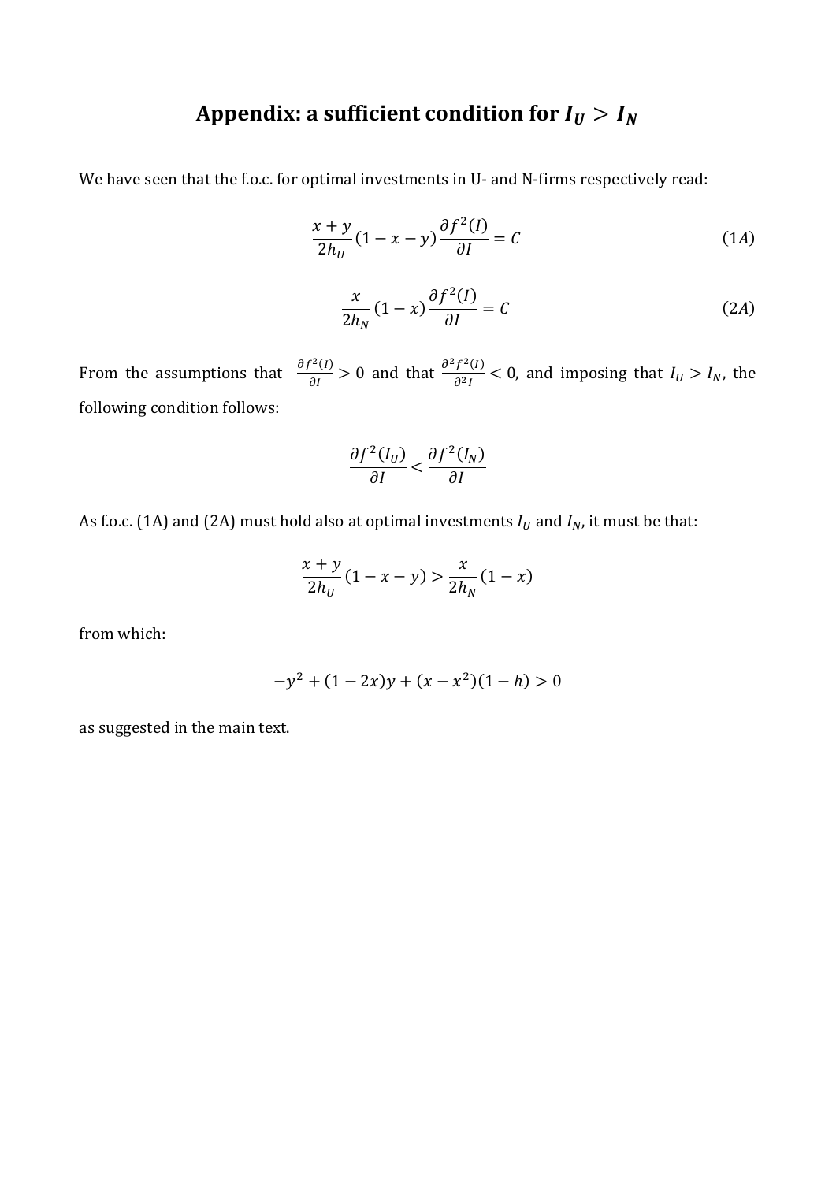# Appendix: a sufficient condition for $I_U > I_N$

We have seen that the f.o.c. for optimal investments in U- and N-firms respectively read:

$$\frac{x+y}{2h_U}(1-x-y)\frac{\partial f^2(I)}{\partial I} = C \tag{1A}$$

$$\frac{x}{2h_N}(1-x)\frac{\partial f^2(I)}{\partial I} = C \tag{2A}$$

From the assumptions that $\frac{\partial f^2(I)}{\partial I} > 0$ and that $\frac{\partial^2 f^2(I)}{\partial^2 I} < 0$, and imposing that $I_U > I_N$, the following condition follows:

$$\frac{\partial f^2(I_U)}{\partial I} < \frac{\partial f^2(I_N)}{\partial I}$$

As f.o.c. (1A) and (2A) must hold also at optimal investments $I_U$ and $I_N$, it must be that:

$$\frac{x+y}{2h_U}(1-x-y) > \frac{x}{2h_N}(1-x)$$

from which:

$$-y^2 + (1-2x)y + (x-x^2)(1-h) > 0$$

as suggested in the main text.